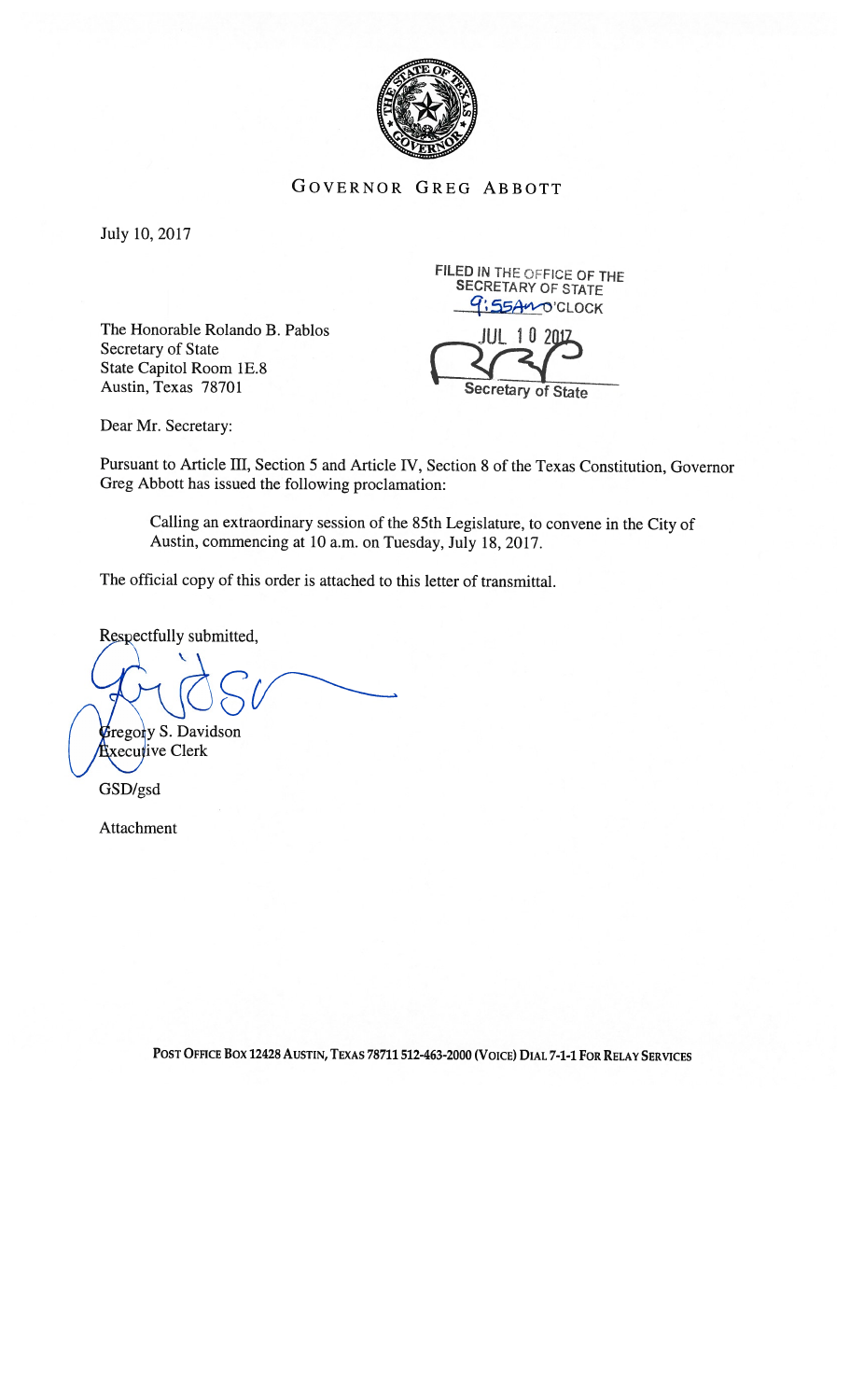# GOVERNOR GREG ABBOTT

July 10, 2017

FILED IN THE OFFICE OF THE SECRETARY OF STATE
9:55AM O'CLOCK
JUL 10 2017
Secretary of State

The Honorable Rolando B. Pablos
Secretary of State
State Capitol Room 1E.8
Austin, Texas 78701

Dear Mr. Secretary:

Pursuant to Article III, Section 5 and Article IV, Section 8 of the Texas Constitution, Governor Greg Abbott has issued the following proclamation:

> Calling an extraordinary session of the 85th Legislature, to convene in the City of Austin, commencing at 10 a.m. on Tuesday, July 18, 2017.

The official copy of this order is attached to this letter of transmittal.

Respectfully submitted,

Gregory S. Davidson
Executive Clerk

GSD/gsd

Attachment

POST OFFICE BOX 12428 AUSTIN, TEXAS 78711 512-463-2000 (VOICE) DIAL 7-1-1 FOR RELAY SERVICES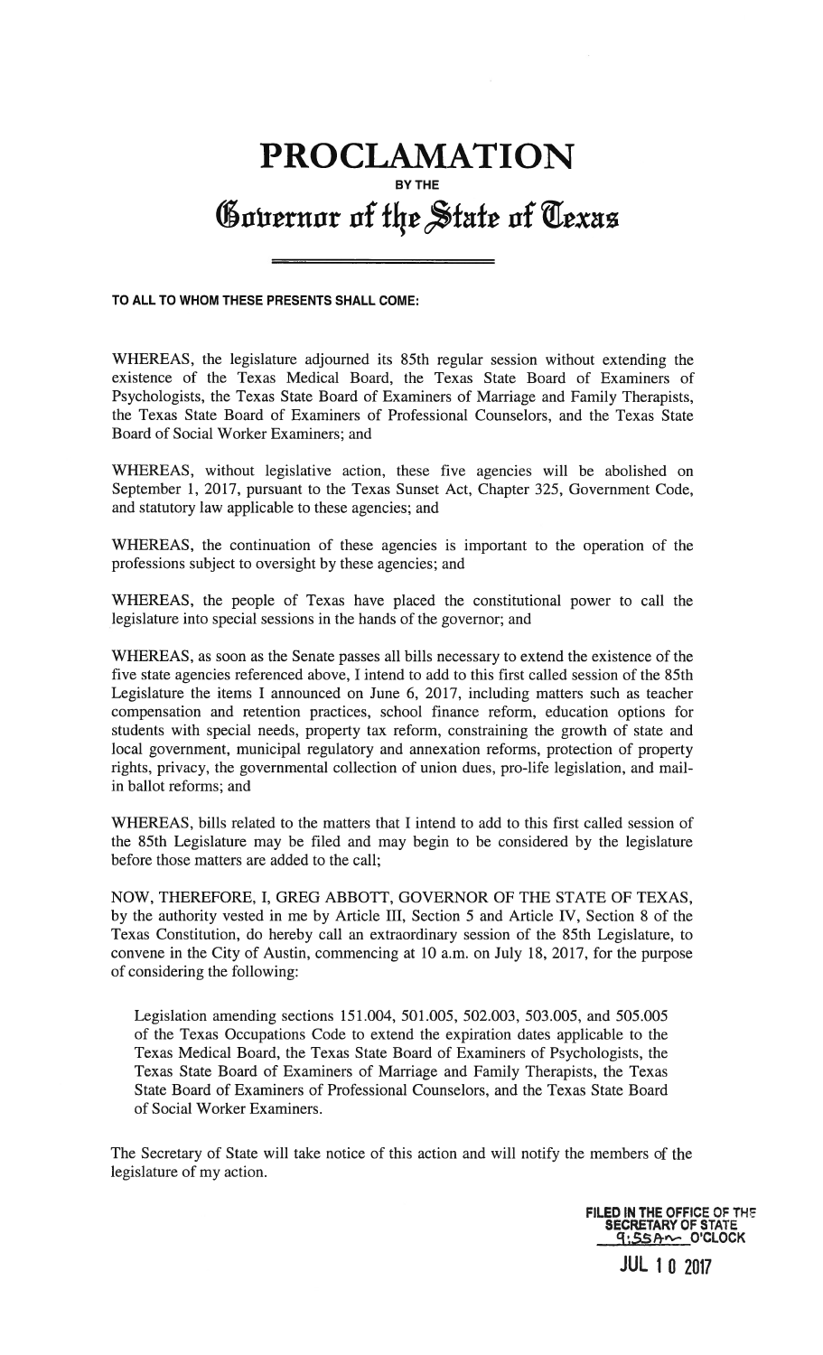# PROCLAMATION

BY THE

## Governor of the State of Texas

**TO ALL TO WHOM THESE PRESENTS SHALL COME:**

WHEREAS, the legislature adjourned its 85th regular session without extending the existence of the Texas Medical Board, the Texas State Board of Examiners of Psychologists, the Texas State Board of Examiners of Marriage and Family Therapists, the Texas State Board of Examiners of Professional Counselors, and the Texas State Board of Social Worker Examiners; and

WHEREAS, without legislative action, these five agencies will be abolished on September 1, 2017, pursuant to the Texas Sunset Act, Chapter 325, Government Code, and statutory law applicable to these agencies; and

WHEREAS, the continuation of these agencies is important to the operation of the professions subject to oversight by these agencies; and

WHEREAS, the people of Texas have placed the constitutional power to call the legislature into special sessions in the hands of the governor; and

WHEREAS, as soon as the Senate passes all bills necessary to extend the existence of the five state agencies referenced above, I intend to add to this first called session of the 85th Legislature the items I announced on June 6, 2017, including matters such as teacher compensation and retention practices, school finance reform, education options for students with special needs, property tax reform, constraining the growth of state and local government, municipal regulatory and annexation reforms, protection of property rights, privacy, the governmental collection of union dues, pro-life legislation, and mail-in ballot reforms; and

WHEREAS, bills related to the matters that I intend to add to this first called session of the 85th Legislature may be filed and may begin to be considered by the legislature before those matters are added to the call;

NOW, THEREFORE, I, GREG ABBOTT, GOVERNOR OF THE STATE OF TEXAS, by the authority vested in me by Article III, Section 5 and Article IV, Section 8 of the Texas Constitution, do hereby call an extraordinary session of the 85th Legislature, to convene in the City of Austin, commencing at 10 a.m. on July 18, 2017, for the purpose of considering the following:

> Legislation amending sections 151.004, 501.005, 502.003, 503.005, and 505.005 of the Texas Occupations Code to extend the expiration dates applicable to the Texas Medical Board, the Texas State Board of Examiners of Psychologists, the Texas State Board of Examiners of Marriage and Family Therapists, the Texas State Board of Examiners of Professional Counselors, and the Texas State Board of Social Worker Examiners.

The Secretary of State will take notice of this action and will notify the members of the legislature of my action.

FILED IN THE OFFICE OF THE SECRETARY OF STATE
9:55Am O'CLOCK
JUL 10 2017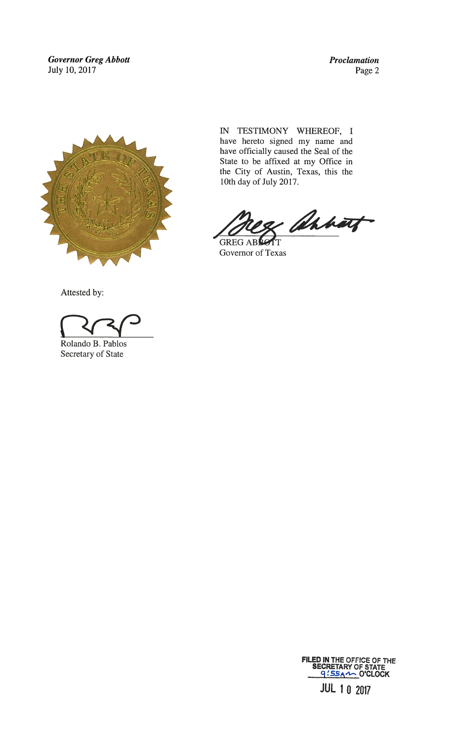IN TESTIMONY WHEREOF, I have hereto signed my name and have officially caused the Seal of the State to be affixed at my Office in the City of Austin, Texas, this the 10th day of July 2017.

GREG ABBOTT
Governor of Texas

Attested by:

Rolando B. Pablos
Secretary of State

FILED IN THE OFFICE OF THE SECRETARY OF STATE
9:55AM O'CLOCK

JUL 10 2017